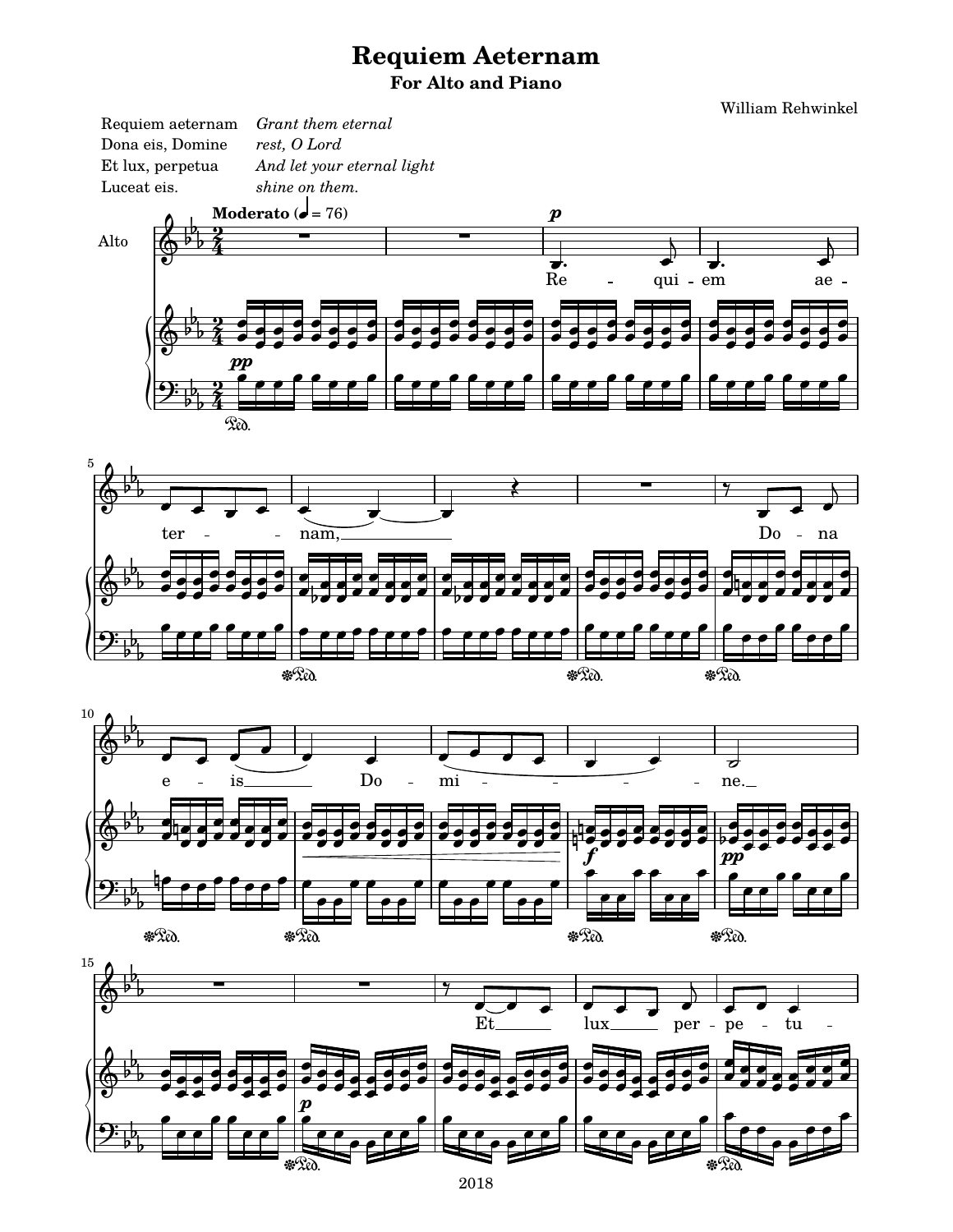# Requiem Aeternam

## For Alto and Piano

William Rehwinkel

| | |
|---|---|
| Requiem aeternam | *Grant them eternal* |
| Dona eis, Domine | *rest, O Lord* |
| Et lux, perpetua | *And let your eternal light* |
| Luceat eis. | *shine on them.* |

2018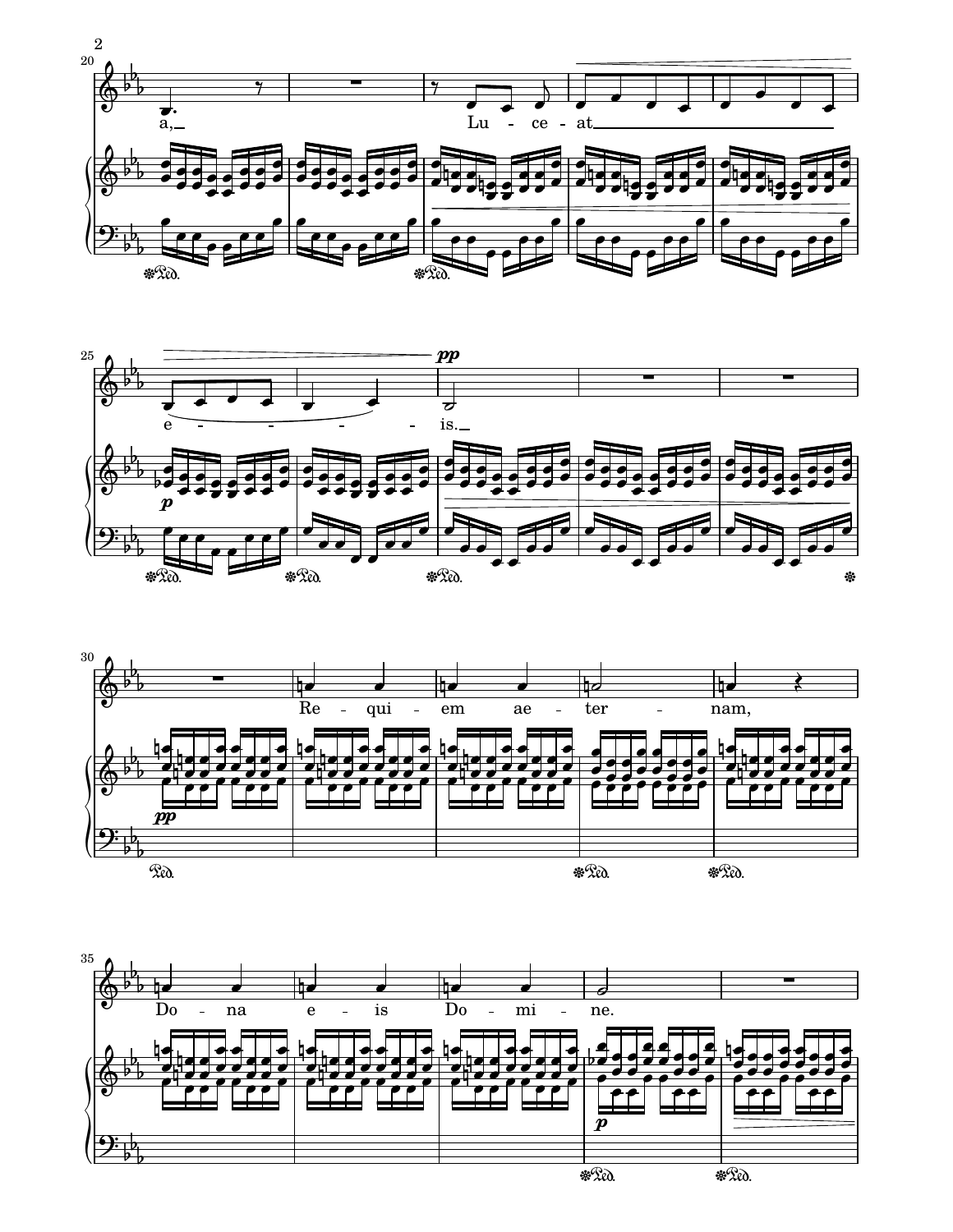a, Lu - ce - at e - - - - - is.

Re - qui - em ae - ter - nam,

Do - na e - is Do - mi - ne.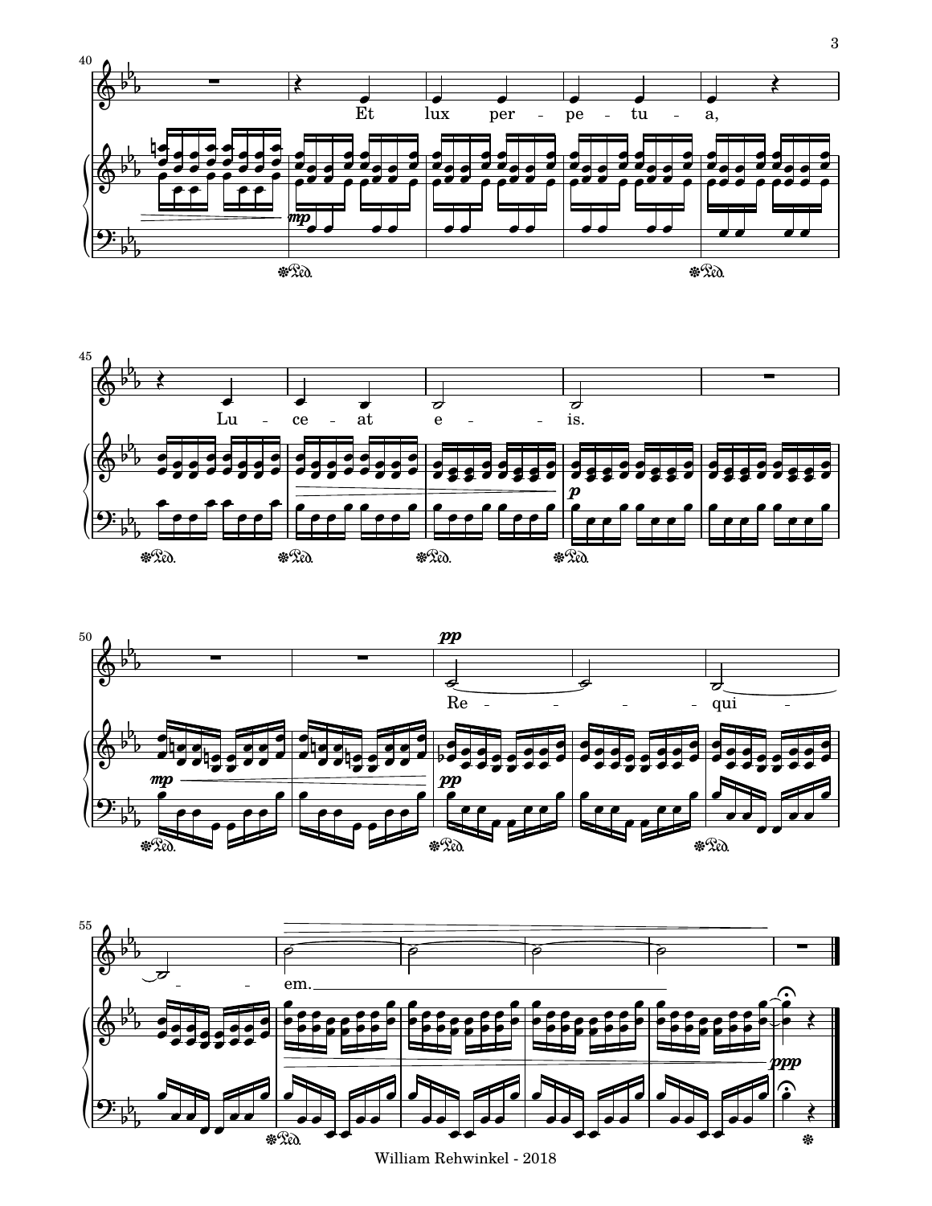Et lux per - pe - tu - a,

Lu - ce - at e - - is.

Re - - - - - qui - - - em.

William Rehwinkel - 2018